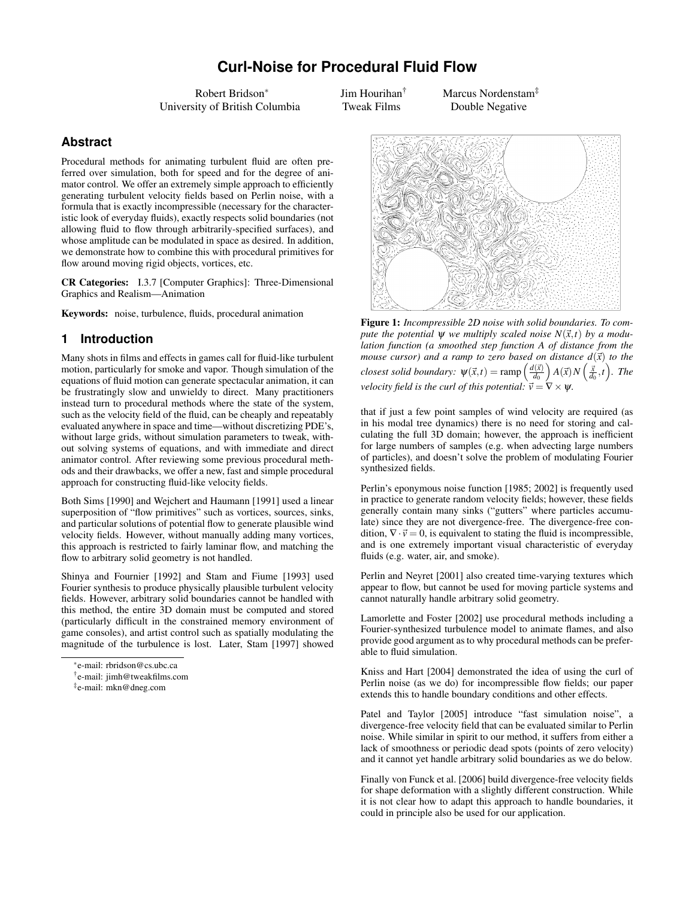# Curl-Noise for Procedural Fluid Flow

Robert Bridson* University of British Columbia

Jim Hourihan† Tweak Films

Marcus Nordenstam‡ Double Negative

## Abstract

Procedural methods for animating turbulent fluid are often preferred over simulation, both for speed and for the degree of animator control. We offer an extremely simple approach to efficiently generating turbulent velocity fields based on Perlin noise, with a formula that is exactly incompressible (necessary for the characteristic look of everyday fluids), exactly respects solid boundaries (not allowing fluid to flow through arbitrarily-specified surfaces), and whose amplitude can be modulated in space as desired. In addition, we demonstrate how to combine this with procedural primitives for flow around moving rigid objects, vortices, etc.

**CR Categories:** I.3.7 [Computer Graphics]: Three-Dimensional Graphics and Realism—Animation

**Keywords:** noise, turbulence, fluids, procedural animation

## 1 Introduction

Many shots in films and effects in games call for fluid-like turbulent motion, particularly for smoke and vapor. Though simulation of the equations of fluid motion can generate spectacular animation, it can be frustratingly slow and unwieldy to direct. Many practitioners instead turn to procedural methods where the state of the system, such as the velocity field of the fluid, can be cheaply and repeatably evaluated anywhere in space and time—without discretizing PDE's, without large grids, without simulation parameters to tweak, without solving systems of equations, and with immediate and direct animator control. After reviewing some previous procedural methods and their drawbacks, we offer a new, fast and simple procedural approach for constructing fluid-like velocity fields.

Both Sims [1990] and Wejchert and Haumann [1991] used a linear superposition of "flow primitives" such as vortices, sources, sinks, and particular solutions of potential flow to generate plausible wind velocity fields. However, without manually adding many vortices, this approach is restricted to fairly laminar flow, and matching the flow to arbitrary solid geometry is not handled.

Shinya and Fournier [1992] and Stam and Fiume [1993] used Fourier synthesis to produce physically plausible turbulent velocity fields. However, arbitrary solid boundaries cannot be handled with this method, the entire 3D domain must be computed and stored (particularly difficult in the constrained memory environment of game consoles), and artist control such as spatially modulating the magnitude of the turbulence is lost. Later, Stam [1997] showed that if just a few point samples of wind velocity are required (as in his modal tree dynamics) there is no need for storing and calculating the full 3D domain; however, the approach is inefficient for large numbers of samples (e.g. when advecting large numbers of particles), and doesn't solve the problem of modulating Fourier synthesized fields.

*e-mail: rbridson@cs.ubc.ca

†e-mail: jimh@tweakfilms.com

‡e-mail: mkn@dneg.com

**Figure 1:** *Incompressible 2D noise with solid boundaries. To compute the potential $\psi$ we multiply scaled noise $N(\vec{x},t)$ by a modulation function (a smoothed step function $A$ of distance from the mouse cursor) and a ramp to zero based on distance $d(\vec{x})$ to the closest solid boundary: $\psi(\vec{x},t) = \text{ramp}\left(\frac{d(\vec{x})}{d_0}\right) A(\vec{x}) N\left(\frac{\vec{x}}{d_0},t\right)$. The velocity field is the curl of this potential: $\vec{v} = \nabla \times \psi$.*

Perlin's eponymous noise function [1985; 2002] is frequently used in practice to generate random velocity fields; however, these fields generally contain many sinks ("gutters" where particles accumulate) since they are not divergence-free. The divergence-free condition, $\nabla \cdot \vec{v} = 0$, is equivalent to stating the fluid is incompressible, and is one extremely important visual characteristic of everyday fluids (e.g. water, air, and smoke).

Perlin and Neyret [2001] also created time-varying textures which appear to flow, but cannot be used for moving particle systems and cannot naturally handle arbitrary solid geometry.

Lamorlette and Foster [2002] use procedural methods including a Fourier-synthesized turbulence model to animate flames, and also provide good argument as to why procedural methods can be preferable to fluid simulation.

Kniss and Hart [2004] demonstrated the idea of using the curl of Perlin noise (as we do) for incompressible flow fields; our paper extends this to handle boundary conditions and other effects.

Patel and Taylor [2005] introduce "fast simulation noise", a divergence-free velocity field that can be evaluated similar to Perlin noise. While similar in spirit to our method, it suffers from either a lack of smoothness or periodic dead spots (points of zero velocity) and it cannot yet handle arbitrary solid boundaries as we do below.

Finally von Funck et al. [2006] build divergence-free velocity fields for shape deformation with a slightly different construction. While it is not clear how to adapt this approach to handle boundaries, it could in principle also be used for our application.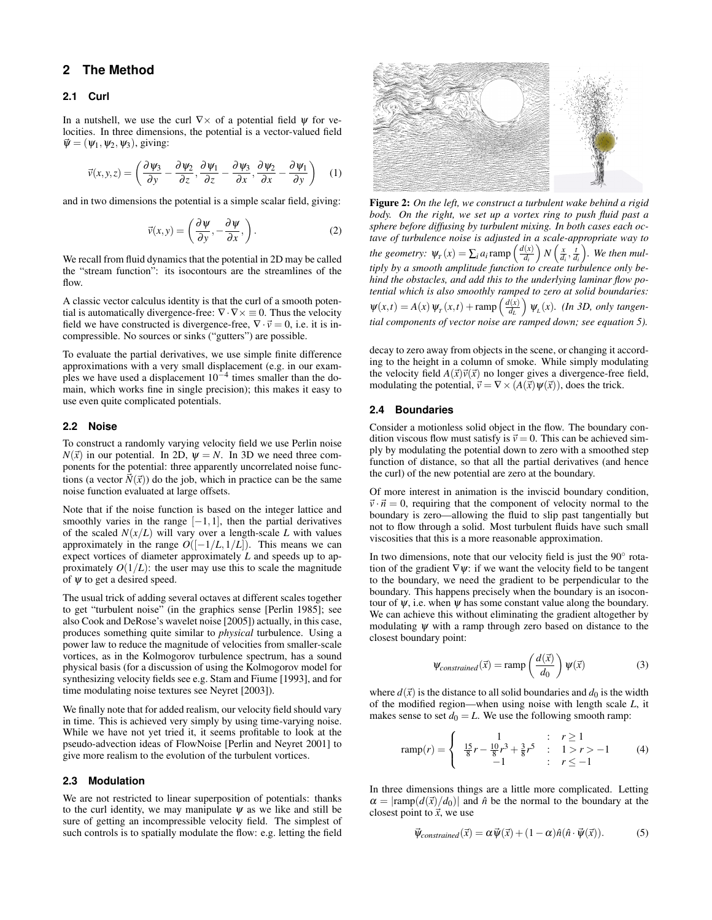## 2 The Method

### 2.1 Curl

In a nutshell, we use the curl $\nabla\times$ of a potential field $\psi$ for velocities. In three dimensions, the potential is a vector-valued field $\vec{\psi} = (\psi_1, \psi_2, \psi_3)$, giving:

$$\vec{v}(x,y,z) = \left( \frac{\partial \psi_3}{\partial y} - \frac{\partial \psi_2}{\partial z}, \frac{\partial \psi_1}{\partial z} - \frac{\partial \psi_3}{\partial x}, \frac{\partial \psi_2}{\partial x} - \frac{\partial \psi_1}{\partial y} \right) \quad (1)$$

and in two dimensions the potential is a simple scalar field, giving:

$$\vec{v}(x,y) = \left( \frac{\partial \psi}{\partial y}, -\frac{\partial \psi}{\partial x}, \right). \quad (2)$$

We recall from fluid dynamics that the potential in 2D may be called the "stream function": its isocontours are the streamlines of the flow.

A classic vector calculus identity is that the curl of a smooth potential is automatically divergence-free: $\nabla \cdot \nabla\times \equiv 0$. Thus the velocity field we have constructed is divergence-free, $\nabla \cdot \vec{v} = 0$, i.e. it is incompressible. No sources or sinks ("gutters") are possible.

To evaluate the partial derivatives, we use simple finite difference approximations with a very small displacement (e.g. in our examples we have used a displacement $10^{-4}$ times smaller than the domain, which works fine in single precision); this makes it easy to use even quite complicated potentials.

### 2.2 Noise

To construct a randomly varying velocity field we use Perlin noise $N(\vec{x})$ in our potential. In 2D, $\psi = N$. In 3D we need three components for the potential: three apparently uncorrelated noise functions (a vector $\vec{N}(\vec{x})$) do the job, which in practice can be the same noise function evaluated at large offsets.

Note that if the noise function is based on the integer lattice and smoothly varies in the range $[-1,1]$, then the partial derivatives of the scaled $N(x/L)$ will vary over a length-scale $L$ with values approximately in the range $O([-1/L, 1/L])$. This means we can expect vortices of diameter approximately $L$ and speeds up to approximately $O(1/L)$: the user may use this to scale the magnitude of $\psi$ to get a desired speed.

The usual trick of adding several octaves at different scales together to get "turbulent noise" (in the graphics sense [Perlin 1985]; see also Cook and DeRose's wavelet noise [2005]) actually, in this case, produces something quite similar to *physical* turbulence. Using a power law to reduce the magnitude of velocities from smaller-scale vortices, as in the Kolmogorov turbulence spectrum, has a sound physical basis (for a discussion of using the Kolmogorov model for synthesizing velocity fields see e.g. Stam and Fiume [1993], and for time modulating noise textures see Neyret [2003]).

We finally note that for added realism, our velocity field should vary in time. This is achieved very simply by using time-varying noise. While we have not yet tried it, it seems profitable to look at the pseudo-advection ideas of FlowNoise [Perlin and Neyret 2001] to give more realism to the evolution of the turbulent vortices.

### 2.3 Modulation

We are not restricted to linear superposition of potentials: thanks to the curl identity, we may manipulate $\psi$ as we like and still be sure of getting an incompressible velocity field. The simplest of such controls is to spatially modulate the flow: e.g. letting the field decay to zero away from objects in the scene, or changing it according to the height in a column of smoke. While simply modulating the velocity field $A(\vec{x})\vec{v}(\vec{x})$ no longer gives a divergence-free field, modulating the potential, $\vec{v} = \nabla \times (A(\vec{x})\psi(\vec{x}))$, does the trick.

**Figure 2:** *On the left, we construct a turbulent wake behind a rigid body. On the right, we set up a vortex ring to push fluid past a sphere before diffusing by turbulent mixing. In both cases each octave of turbulence noise is adjusted in a scale-appropriate way to the geometry:* $\psi_T(x) = \sum_i a_i \,\mathrm{ramp}\left(\frac{d(x)}{d_i}\right) N\left(\frac{x}{d_i}, \frac{t}{d_i}\right)$. *We then multiply by a smooth amplitude function to create turbulence only behind the obstacles, and add this to the underlying laminar flow potential which is also smoothly ramped to zero at solid boundaries:* $\psi(x,t) = A(x)\,\psi_T(x,t) + \mathrm{ramp}\left(\frac{d(x)}{d_L}\right) \psi_L(x)$. *(In 3D, only tangential components of vector noise are ramped down; see equation 5).*

### 2.4 Boundaries

Consider a motionless solid object in the flow. The boundary condition viscous flow must satisfy is $\vec{v} = 0$. This can be achieved simply by modulating the potential down to zero with a smoothed step function of distance, so that all the partial derivatives (and hence the curl) of the new potential are zero at the boundary.

Of more interest in animation is the inviscid boundary condition, $\vec{v} \cdot \vec{n} = 0$, requiring that the component of velocity normal to the boundary is zero—allowing the fluid to slip past tangentially but not to flow through a solid. Most turbulent fluids have such small viscosities that this is a more reasonable approximation.

In two dimensions, note that our velocity field is just the 90° rotation of the gradient $\nabla\psi$: if we want the velocity field to be tangent to the boundary, we need the gradient to be perpendicular to the boundary. This happens precisely when the boundary is an isocontour of $\psi$, i.e. when $\psi$ has some constant value along the boundary. We can achieve this without eliminating the gradient altogether by modulating $\psi$ with a ramp through zero based on distance to the closest boundary point:

$$\psi_{constrained}(\vec{x}) = \mathrm{ramp}\left(\frac{d(\vec{x})}{d_0}\right) \psi(\vec{x}) \quad (3)$$

where $d(\vec{x})$ is the distance to all solid boundaries and $d_0$ is the width of the modified region—when using noise with length scale $L$, it makes sense to set $d_0 = L$. We use the following smooth ramp:

$$\mathrm{ramp}(r) = \begin{cases} 1 & : \; r \geq 1 \\ \frac{15}{8}r - \frac{10}{8}r^3 + \frac{3}{8}r^5 & : \; 1 > r > -1 \\ -1 & : \; r \leq -1 \end{cases} \quad (4)$$

In three dimensions things are a little more complicated. Letting $\alpha = |\mathrm{ramp}(d(\vec{x})/d_0)|$ and $\hat{n}$ be the normal to the boundary at the closest point to $\vec{x}$, we use

$$\vec{\psi}_{constrained}(\vec{x}) = \alpha \vec{\psi}(\vec{x}) + (1-\alpha)\hat{n}(\hat{n} \cdot \vec{\psi}(\vec{x})). \quad (5)$$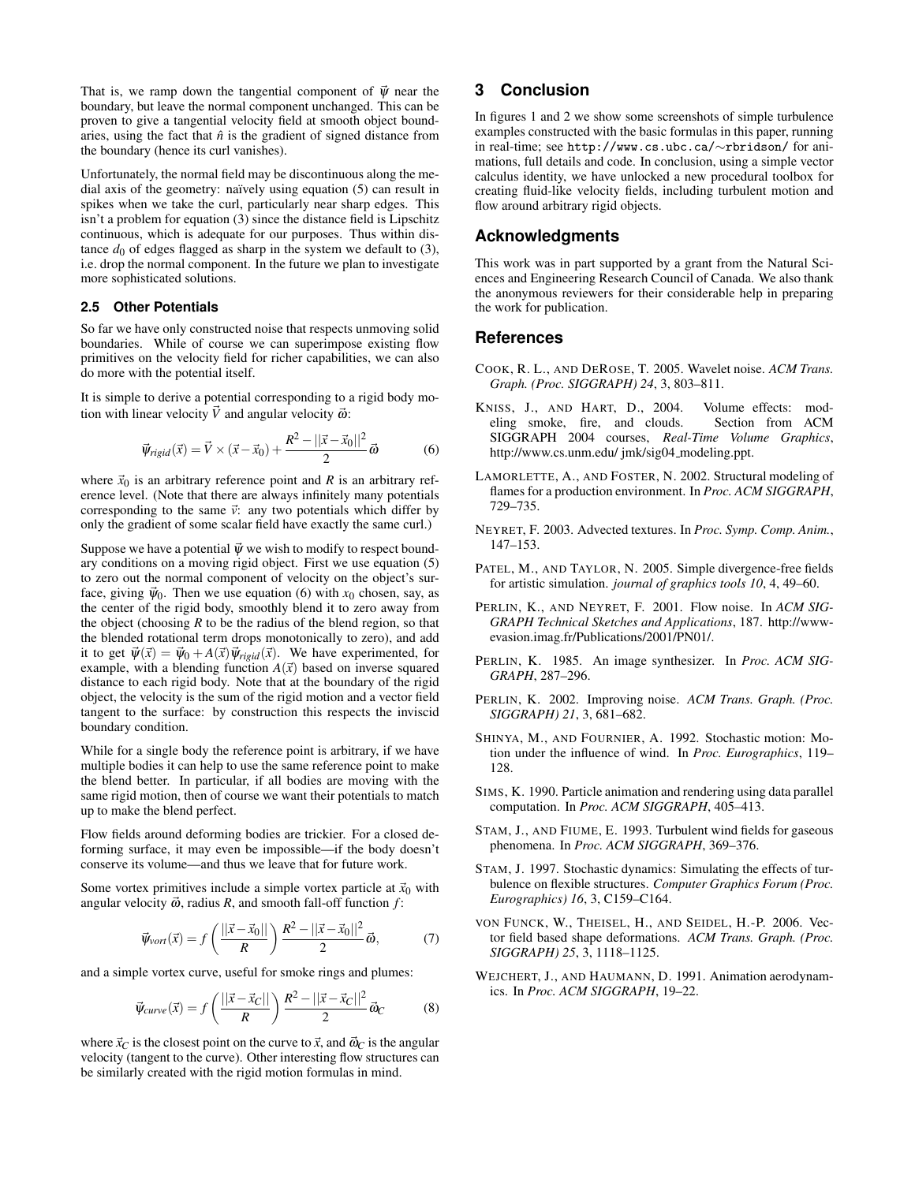That is, we ramp down the tangential component of $\vec{\psi}$ near the boundary, but leave the normal component unchanged. This can be proven to give a tangential velocity field at smooth object boundaries, using the fact that $\hat{n}$ is the gradient of signed distance from the boundary (hence its curl vanishes).

Unfortunately, the normal field may be discontinuous along the medial axis of the geometry: naïvely using equation (5) can result in spikes when we take the curl, particularly near sharp edges. This isn't a problem for equation (3) since the distance field is Lipschitz continuous, which is adequate for our purposes. Thus within distance $d_0$ of edges flagged as sharp in the system we default to (3), i.e. drop the normal component. In the future we plan to investigate more sophisticated solutions.

### 2.5 Other Potentials

So far we have only constructed noise that respects unmoving solid boundaries. While of course we can superimpose existing flow primitives on the velocity field for richer capabilities, we can also do more with the potential itself.

It is simple to derive a potential corresponding to a rigid body motion with linear velocity $\vec{V}$ and angular velocity $\vec{\omega}$:

$$\vec{\psi}_{rigid}(\vec{x}) = \vec{V} \times (\vec{x} - \vec{x}_0) + \frac{R^2 - ||\vec{x} - \vec{x}_0||^2}{2} \vec{\omega} \tag{6}$$

where $\vec{x}_0$ is an arbitrary reference point and $R$ is an arbitrary reference level. (Note that there are always infinitely many potentials corresponding to the same $\vec{v}$: any two potentials which differ by only the gradient of some scalar field have exactly the same curl.)

Suppose we have a potential $\vec{\psi}$ we wish to modify to respect boundary conditions on a moving rigid object. First we use equation (5) to zero out the normal component of velocity on the object's surface, giving $\vec{\psi}_0$. Then we use equation (6) with $x_0$ chosen, say, as the center of the rigid body, smoothly blend it to zero away from the object (choosing $R$ to be the radius of the blend region, so that the blended rotational term drops monotonically to zero), and add it to get $\vec{\psi}(\vec{x}) = \vec{\psi}_0 + A(\vec{x})\vec{\psi}_{rigid}(\vec{x})$. We have experimented, for example, with a blending function $A(\vec{x})$ based on inverse squared distance to each rigid body. Note that at the boundary of the rigid object, the velocity is the sum of the rigid motion and a vector field tangent to the surface: by construction this respects the inviscid boundary condition.

While for a single body the reference point is arbitrary, if we have multiple bodies it can help to use the same reference point to make the blend better. In particular, if all bodies are moving with the same rigid motion, then of course we want their potentials to match up to make the blend perfect.

Flow fields around deforming bodies are trickier. For a closed deforming surface, it may even be impossible—if the body doesn't conserve its volume—and thus we leave that for future work.

Some vortex primitives include a simple vortex particle at $\vec{x}_0$ with angular velocity $\vec{\omega}$, radius $R$, and smooth fall-off function $f$:

$$\vec{\psi}_{vort}(\vec{x}) = f\left(\frac{||\vec{x} - \vec{x}_0||}{R}\right) \frac{R^2 - ||\vec{x} - \vec{x}_0||^2}{2} \vec{\omega}, \tag{7}$$

and a simple vortex curve, useful for smoke rings and plumes:

$$\vec{\psi}_{curve}(\vec{x}) = f\left(\frac{||\vec{x} - \vec{x}_C||}{R}\right) \frac{R^2 - ||\vec{x} - \vec{x}_C||^2}{2} \vec{\omega}_C \tag{8}$$

where $\vec{x}_C$ is the closest point on the curve to $\vec{x}$, and $\vec{\omega}_C$ is the angular velocity (tangent to the curve). Other interesting flow structures can be similarly created with the rigid motion formulas in mind.

## 3 Conclusion

In figures 1 and 2 we show some screenshots of simple turbulence examples constructed with the basic formulas in this paper, running in real-time; see http://www.cs.ubc.ca/∼rbridson/ for animations, full details and code. In conclusion, using a simple vector calculus identity, we have unlocked a new procedural toolbox for creating fluid-like velocity fields, including turbulent motion and flow around arbitrary rigid objects.

## Acknowledgments

This work was in part supported by a grant from the Natural Sciences and Engineering Research Council of Canada. We also thank the anonymous reviewers for their considerable help in preparing the work for publication.

## References

COOK, R. L., AND DEROSE, T. 2005. Wavelet noise. *ACM Trans. Graph. (Proc. SIGGRAPH) 24*, 3, 803–811.

KNISS, J., AND HART, D., 2004. Volume effects: modeling smoke, fire, and clouds. Section from ACM SIGGRAPH 2004 courses, *Real-Time Volume Graphics*, http://www.cs.unm.edu/ jmk/sig04_modeling.ppt.

LAMORLETTE, A., AND FOSTER, N. 2002. Structural modeling of flames for a production environment. In *Proc. ACM SIGGRAPH*, 729–735.

NEYRET, F. 2003. Advected textures. In *Proc. Symp. Comp. Anim.*, 147–153.

PATEL, M., AND TAYLOR, N. 2005. Simple divergence-free fields for artistic simulation. *journal of graphics tools 10*, 4, 49–60.

PERLIN, K., AND NEYRET, F. 2001. Flow noise. In *ACM SIGGRAPH Technical Sketches and Applications*, 187. http://www-evasion.imag.fr/Publications/2001/PN01/.

PERLIN, K. 1985. An image synthesizer. In *Proc. ACM SIGGRAPH*, 287–296.

PERLIN, K. 2002. Improving noise. *ACM Trans. Graph. (Proc. SIGGRAPH) 21*, 3, 681–682.

SHINYA, M., AND FOURNIER, A. 1992. Stochastic motion: Motion under the influence of wind. In *Proc. Eurographics*, 119–128.

SIMS, K. 1990. Particle animation and rendering using data parallel computation. In *Proc. ACM SIGGRAPH*, 405–413.

STAM, J., AND FIUME, E. 1993. Turbulent wind fields for gaseous phenomena. In *Proc. ACM SIGGRAPH*, 369–376.

STAM, J. 1997. Stochastic dynamics: Simulating the effects of turbulence on flexible structures. *Computer Graphics Forum (Proc. Eurographics) 16*, 3, C159–C164.

VON FUNCK, W., THEISEL, H., AND SEIDEL, H.-P. 2006. Vector field based shape deformations. *ACM Trans. Graph. (Proc. SIGGRAPH) 25*, 3, 1118–1125.

WEJCHERT, J., AND HAUMANN, D. 1991. Animation aerodynamics. In *Proc. ACM SIGGRAPH*, 19–22.